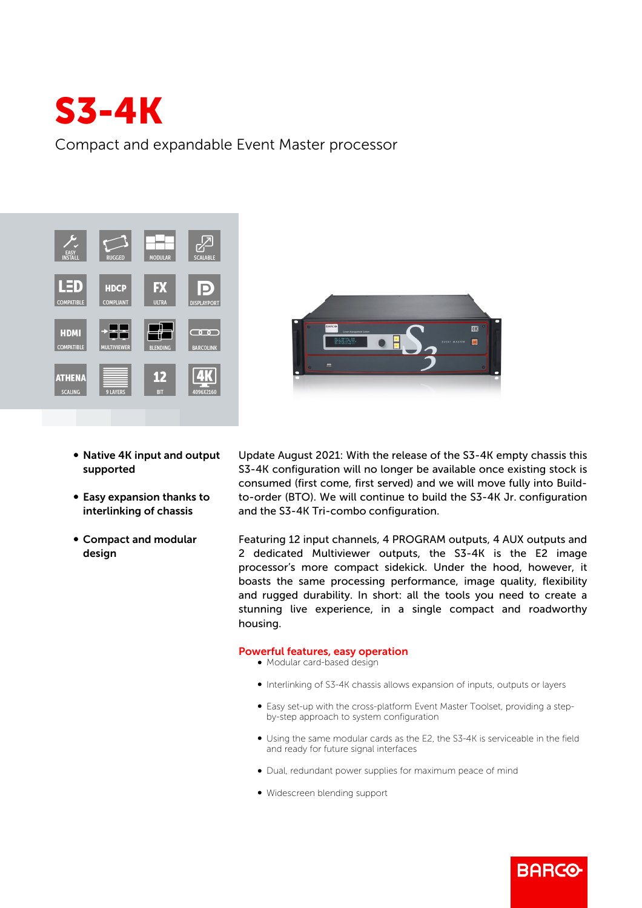# S3-4K

Compact and expandable Event Master processor

- **Native 4K input and output supported**
- **Easy expansion thanks to interlinking of chassis**
- **Compact and modular design**

Update August 2021: With the release of the S3-4K empty chassis this S3-4K configuration will no longer be available once existing stock is consumed (first come, first served) and we will move fully into Build-to-order (BTO). We will continue to build the S3-4K Jr. configuration and the S3-4K Tri-combo configuration.

Featuring 12 input channels, 4 PROGRAM outputs, 4 AUX outputs and 2 dedicated Multiviewer outputs, the S3-4K is the E2 image processor's more compact sidekick. Under the hood, however, it boasts the same processing performance, image quality, flexibility and rugged durability. In short: all the tools you need to create a stunning live experience, in a single compact and roadworthy housing.

## Powerful features, easy operation

- Modular card-based design
- Interlinking of S3-4K chassis allows expansion of inputs, outputs or layers
- Easy set-up with the cross-platform Event Master Toolset, providing a step-by-step approach to system configuration
- Using the same modular cards as the E2, the S3-4K is serviceable in the field and ready for future signal interfaces
- Dual, redundant power supplies for maximum peace of mind
- Widescreen blending support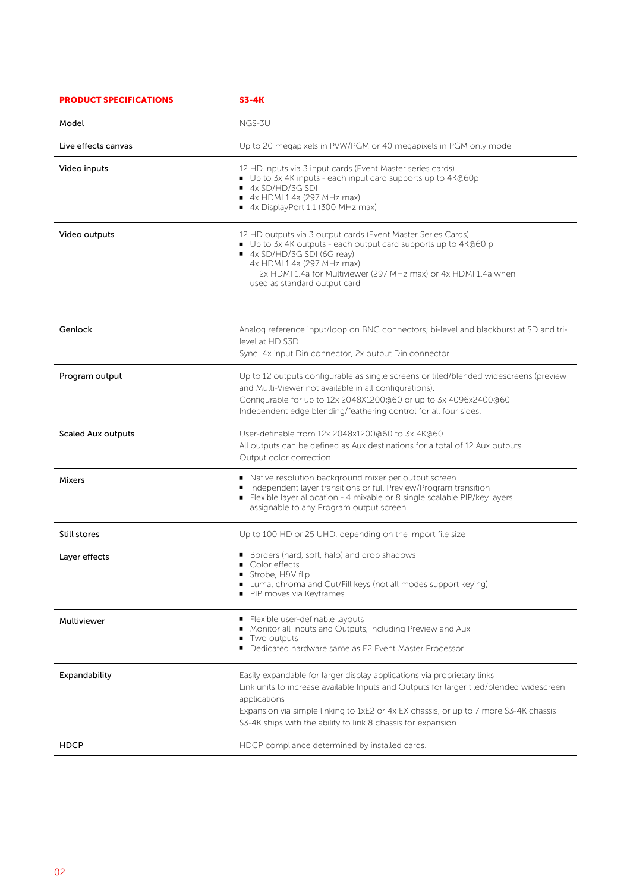| PRODUCT SPECIFICATIONS | S3-4K |
|---|---|
| Model | NGS-3U |
| Live effects canvas | Up to 20 megapixels in PVW/PGM or 40 megapixels in PGM only mode |
| Video inputs | 12 HD inputs via 3 input cards (Event Master series cards)<br>■ Up to 3x 4K inputs - each input card supports up to 4K@60p<br>■ 4x SD/HD/3G SDI<br>■ 4x HDMI 1.4a (297 MHz max)<br>■ 4x DisplayPort 1.1 (300 MHz max) |
| Video outputs | 12 HD outputs via 3 output cards (Event Master Series Cards)<br>■ Up to 3x 4K outputs - each output card supports up to 4K@60 p<br>■ 4x SD/HD/3G SDI (6G reay)<br>4x HDMI 1.4a (297 MHz max)<br>2x HDMI 1.4a for Multiviewer (297 MHz max) or 4x HDMI 1.4a when used as standard output card |
| Genlock | Analog reference input/loop on BNC connectors; bi-level and blackburst at SD and tri-level at HD S3D<br>Sync: 4x input Din connector, 2x output Din connector |
| Program output | Up to 12 outputs configurable as single screens or tiled/blended widescreens (preview and Multi-Viewer not available in all configurations).<br>Configurable for up to 12x 2048X1200@60 or up to 3x 4096x2400@60<br>Independent edge blending/feathering control for all four sides. |
| Scaled Aux outputs | User-definable from 12x 2048x1200@60 to 3x 4K@60<br>All outputs can be defined as Aux destinations for a total of 12 Aux outputs<br>Output color correction |
| Mixers | ■ Native resolution background mixer per output screen<br>■ Independent layer transitions or full Preview/Program transition<br>■ Flexible layer allocation - 4 mixable or 8 single scalable PIP/key layers assignable to any Program output screen |
| Still stores | Up to 100 HD or 25 UHD, depending on the import file size |
| Layer effects | ■ Borders (hard, soft, halo) and drop shadows<br>■ Color effects<br>■ Strobe, H&V flip<br>■ Luma, chroma and Cut/Fill keys (not all modes support keying)<br>■ PIP moves via Keyframes |
| Multiviewer | ■ Flexible user-definable layouts<br>■ Monitor all Inputs and Outputs, including Preview and Aux<br>■ Two outputs<br>■ Dedicated hardware same as E2 Event Master Processor |
| Expandability | Easily expandable for larger display applications via proprietary links<br>Link units to increase available Inputs and Outputs for larger tiled/blended widescreen applications<br>Expansion via simple linking to 1xE2 or 4x EX chassis, or up to 7 more S3-4K chassis<br>S3-4K ships with the ability to link 8 chassis for expansion |
| HDCP | HDCP compliance determined by installed cards. |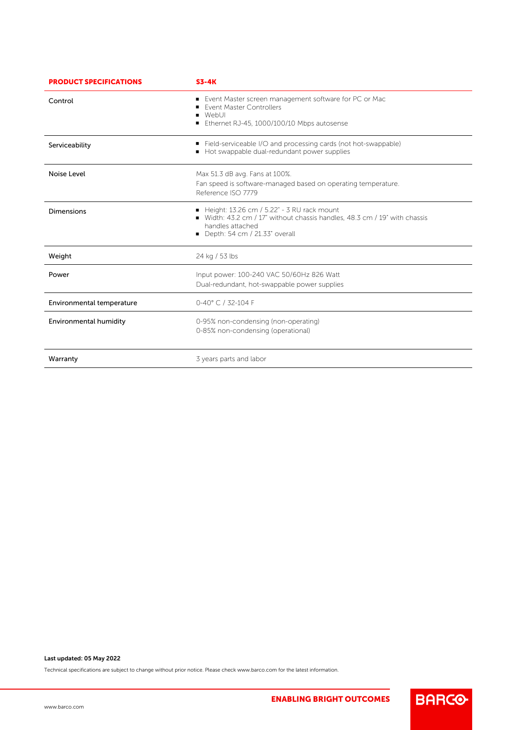| PRODUCT SPECIFICATIONS | S3-4K |
| --- | --- |
| Control | ■ Event Master screen management software for PC or Mac<br>■ Event Master Controllers<br>■ WebUI<br>■ Ethernet RJ-45, 1000/100/10 Mbps autosense |
| Serviceability | ■ Field-serviceable I/O and processing cards (not hot-swappable)<br>■ Hot swappable dual-redundant power supplies |
| Noise Level | Max 51.3 dB avg. Fans at 100%.<br>Fan speed is software-managed based on operating temperature.<br>Reference ISO 7779 |
| Dimensions | ■ Height: 13.26 cm / 5.22" - 3 RU rack mount<br>■ Width: 43.2 cm / 17" without chassis handles, 48.3 cm / 19" with chassis handles attached<br>■ Depth: 54 cm / 21.33" overall |
| Weight | 24 kg / 53 lbs |
| Power | Input power: 100-240 VAC 50/60Hz 826 Watt<br>Dual-redundant, hot-swappable power supplies |
| Environmental temperature | 0-40° C / 32-104 F |
| Environmental humidity | 0-95% non-condensing (non-operating)<br>0-85% non-condensing (operational) |
| Warranty | 3 years parts and labor |

**Last updated: 05 May 2022**

Technical specifications are subject to change without prior notice. Please check www.barco.com for the latest information.

www.barco.com

**ENABLING BRIGHT OUTCOMES**

BARCO